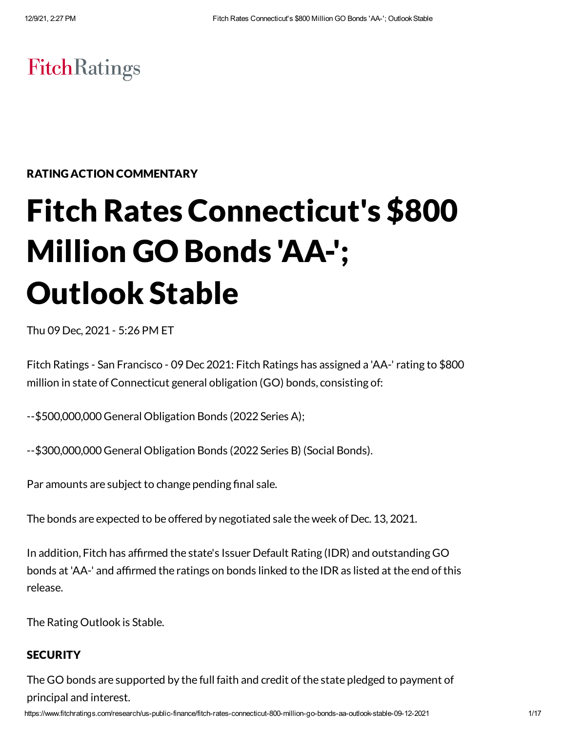FitchRatings

RATING ACTION COMMENTARY

# Fitch Rates Connecticut's $800 Million GO Bonds 'AA-'; Outlook Stable

Thu 09 Dec, 2021 - 5:26 PM ET

Fitch Ratings - San Francisco - 09 Dec 2021: Fitch Ratings has assigned a 'AA-' rating to $800 million in state of Connecticut general obligation (GO) bonds, consisting of:

--$500,000,000 General Obligation Bonds (2022 Series A);

--$300,000,000 General Obligation Bonds (2022 Series B) (Social Bonds).

Par amounts are subject to change pending final sale.

The bonds are expected to be offered by negotiated sale the week of Dec. 13, 2021.

In addition, Fitch has affirmed the state's Issuer Default Rating (IDR) and outstanding GO bonds at 'AA-' and affirmed the ratings on bonds linked to the IDR as listed at the end of this release.

The Rating Outlook is Stable.

## SECURITY

The GO bonds are supported by the full faith and credit of the state pledged to payment of principal and interest.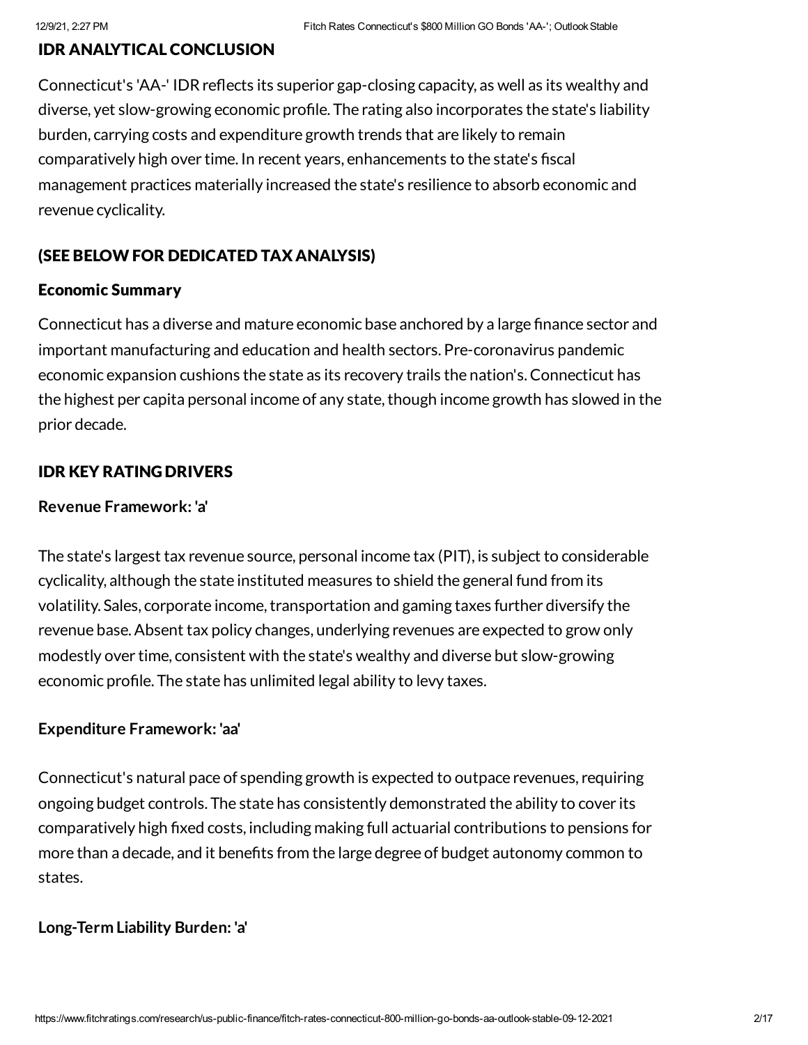## IDR ANALYTICAL CONCLUSION

Connecticut's 'AA-' IDR reflects its superior gap-closing capacity, as well as its wealthy and diverse, yet slow-growing economic profile. The rating also incorporates the state's liability burden, carrying costs and expenditure growth trends that are likely to remain comparatively high over time. In recent years, enhancements to the state's fiscal management practices materially increased the state's resilience to absorb economic and revenue cyclicality.

## (SEE BELOW FOR DEDICATED TAX ANALYSIS)

### Economic Summary

Connecticut has a diverse and mature economic base anchored by a large finance sector and important manufacturing and education and health sectors. Pre-coronavirus pandemic economic expansion cushions the state as its recovery trails the nation's. Connecticut has the highest per capita personal income of any state, though income growth has slowed in the prior decade.

## IDR KEY RATING DRIVERS

**Revenue Framework: 'a'**

The state's largest tax revenue source, personal income tax (PIT), is subject to considerable cyclicality, although the state instituted measures to shield the general fund from its volatility. Sales, corporate income, transportation and gaming taxes further diversify the revenue base. Absent tax policy changes, underlying revenues are expected to grow only modestly over time, consistent with the state's wealthy and diverse but slow-growing economic profile. The state has unlimited legal ability to levy taxes.

**Expenditure Framework: 'aa'**

Connecticut's natural pace of spending growth is expected to outpace revenues, requiring ongoing budget controls. The state has consistently demonstrated the ability to cover its comparatively high fixed costs, including making full actuarial contributions to pensions for more than a decade, and it benefits from the large degree of budget autonomy common to states.

**Long-Term Liability Burden: 'a'**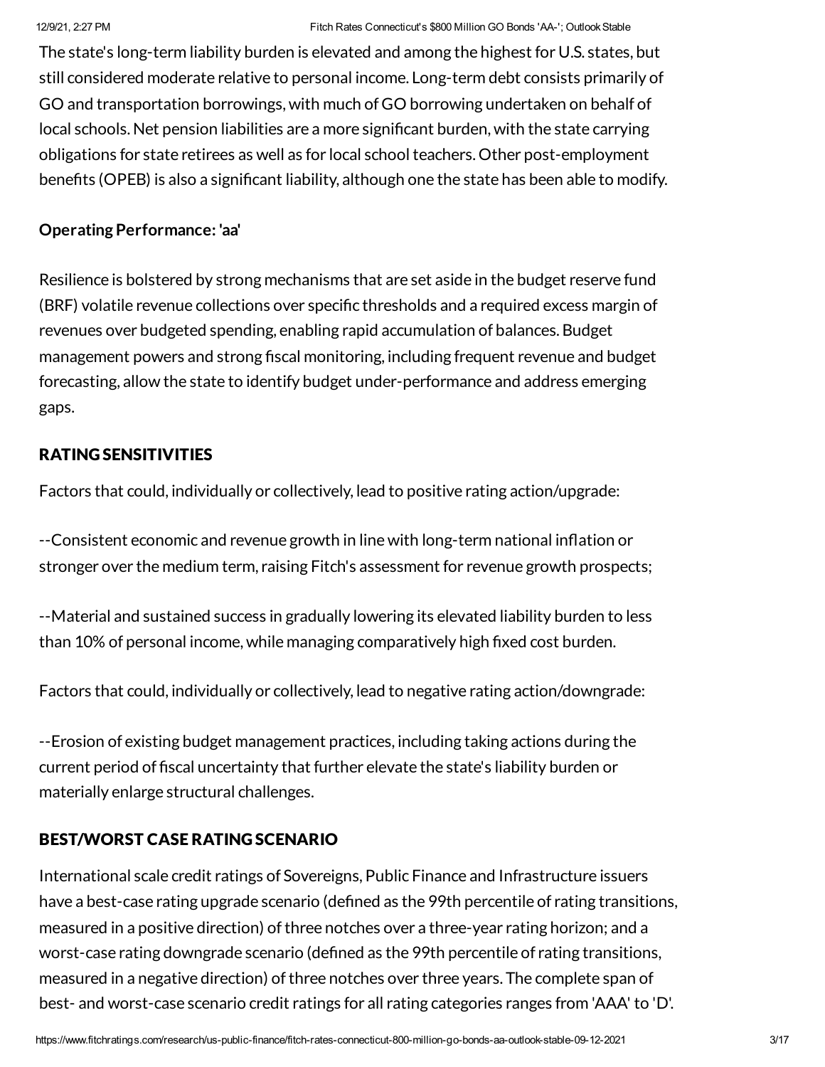The state's long-term liability burden is elevated and among the highest for U.S. states, but still considered moderate relative to personal income. Long-term debt consists primarily of GO and transportation borrowings, with much of GO borrowing undertaken on behalf of local schools. Net pension liabilities are a more significant burden, with the state carrying obligations for state retirees as well as for local school teachers. Other post-employment benefits (OPEB) is also a significant liability, although one the state has been able to modify.

**Operating Performance: 'aa'**

Resilience is bolstered by strong mechanisms that are set aside in the budget reserve fund (BRF) volatile revenue collections over specific thresholds and a required excess margin of revenues over budgeted spending, enabling rapid accumulation of balances. Budget management powers and strong fiscal monitoring, including frequent revenue and budget forecasting, allow the state to identify budget under-performance and address emerging gaps.

## RATING SENSITIVITIES

Factors that could, individually or collectively, lead to positive rating action/upgrade:

--Consistent economic and revenue growth in line with long-term national inflation or stronger over the medium term, raising Fitch's assessment for revenue growth prospects;

--Material and sustained success in gradually lowering its elevated liability burden to less than 10% of personal income, while managing comparatively high fixed cost burden.

Factors that could, individually or collectively, lead to negative rating action/downgrade:

--Erosion of existing budget management practices, including taking actions during the current period of fiscal uncertainty that further elevate the state's liability burden or materially enlarge structural challenges.

## BEST/WORST CASE RATING SCENARIO

International scale credit ratings of Sovereigns, Public Finance and Infrastructure issuers have a best-case rating upgrade scenario (defined as the 99th percentile of rating transitions, measured in a positive direction) of three notches over a three-year rating horizon; and a worst-case rating downgrade scenario (defined as the 99th percentile of rating transitions, measured in a negative direction) of three notches over three years. The complete span of best- and worst-case scenario credit ratings for all rating categories ranges from 'AAA' to 'D'.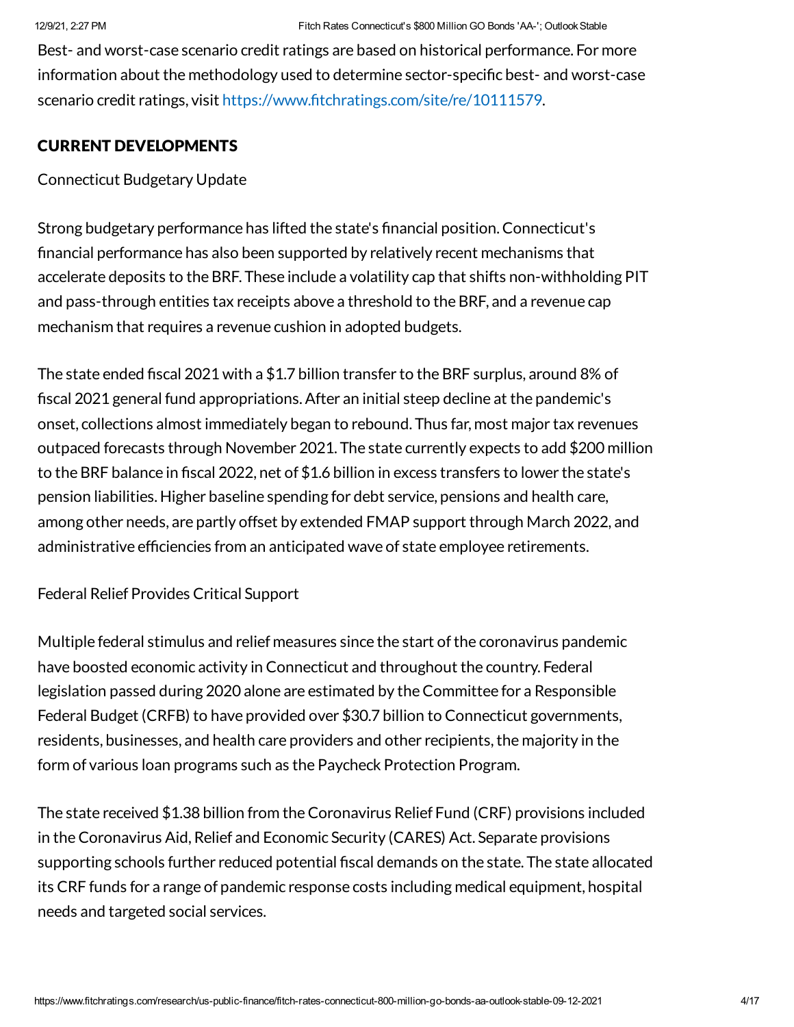Best- and worst-case scenario credit ratings are based on historical performance. For more information about the methodology used to determine sector-specific best- and worst-case scenario credit ratings, visit https://www.fitchratings.com/site/re/10111579.

## CURRENT DEVELOPMENTS

Connecticut Budgetary Update

Strong budgetary performance has lifted the state's financial position. Connecticut's financial performance has also been supported by relatively recent mechanisms that accelerate deposits to the BRF. These include a volatility cap that shifts non-withholding PIT and pass-through entities tax receipts above a threshold to the BRF, and a revenue cap mechanism that requires a revenue cushion in adopted budgets.

The state ended fiscal 2021 with a $1.7 billion transfer to the BRF surplus, around 8% of fiscal 2021 general fund appropriations. After an initial steep decline at the pandemic's onset, collections almost immediately began to rebound. Thus far, most major tax revenues outpaced forecasts through November 2021. The state currently expects to add $200 million to the BRF balance in fiscal 2022, net of $1.6 billion in excess transfers to lower the state's pension liabilities. Higher baseline spending for debt service, pensions and health care, among other needs, are partly offset by extended FMAP support through March 2022, and administrative efficiencies from an anticipated wave of state employee retirements.

Federal Relief Provides Critical Support

Multiple federal stimulus and relief measures since the start of the coronavirus pandemic have boosted economic activity in Connecticut and throughout the country. Federal legislation passed during 2020 alone are estimated by the Committee for a Responsible Federal Budget (CRFB) to have provided over $30.7 billion to Connecticut governments, residents, businesses, and health care providers and other recipients, the majority in the form of various loan programs such as the Paycheck Protection Program.

The state received $1.38 billion from the Coronavirus Relief Fund (CRF) provisions included in the Coronavirus Aid, Relief and Economic Security (CARES) Act. Separate provisions supporting schools further reduced potential fiscal demands on the state. The state allocated its CRF funds for a range of pandemic response costs including medical equipment, hospital needs and targeted social services.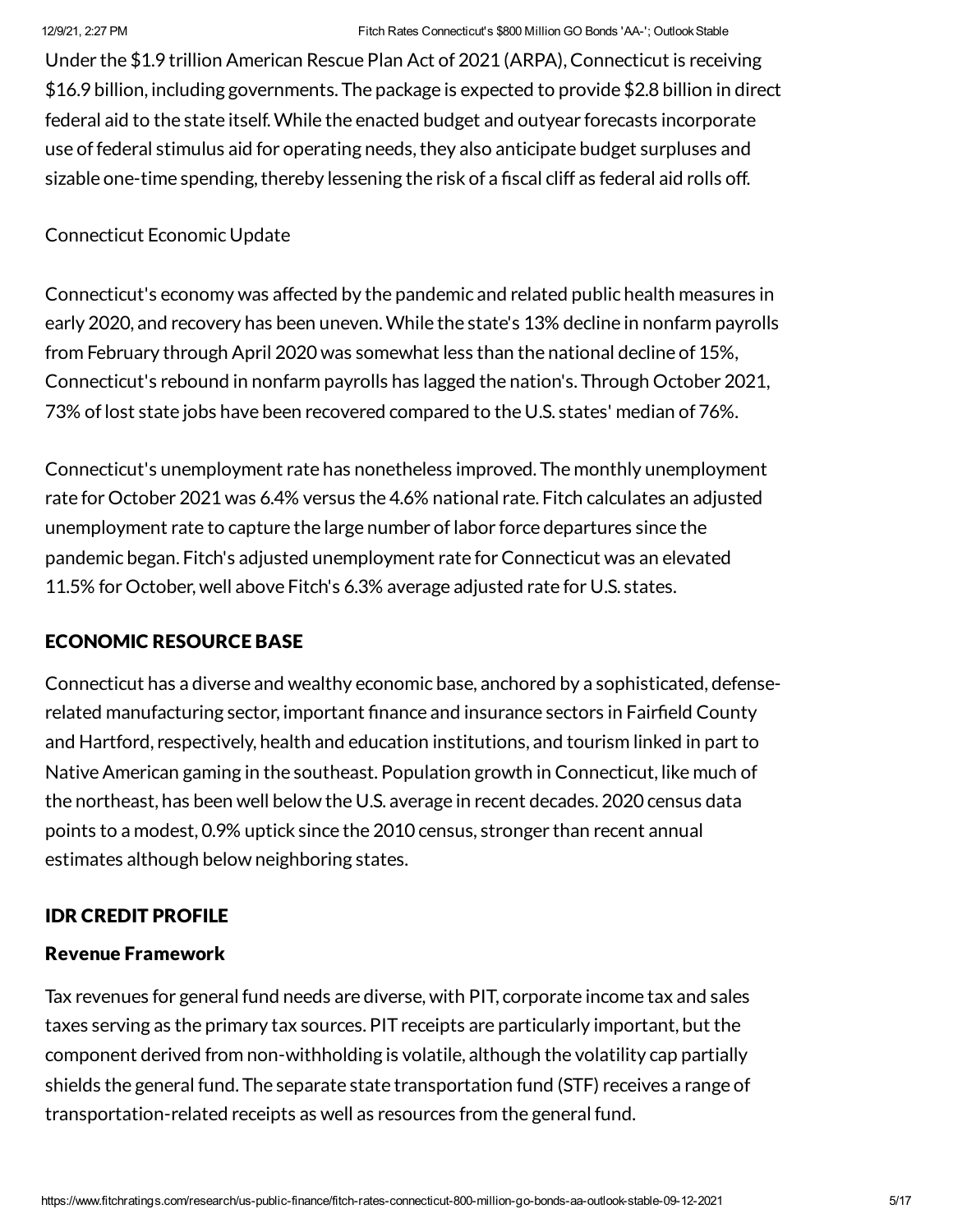Under the $1.9 trillion American Rescue Plan Act of 2021 (ARPA), Connecticut is receiving $16.9 billion, including governments. The package is expected to provide $2.8 billion in direct federal aid to the state itself. While the enacted budget and outyear forecasts incorporate use of federal stimulus aid for operating needs, they also anticipate budget surpluses and sizable one-time spending, thereby lessening the risk of a fiscal cliff as federal aid rolls off.

Connecticut Economic Update

Connecticut's economy was affected by the pandemic and related public health measures in early 2020, and recovery has been uneven. While the state's 13% decline in nonfarm payrolls from February through April 2020 was somewhat less than the national decline of 15%, Connecticut's rebound in nonfarm payrolls has lagged the nation's. Through October 2021, 73% of lost state jobs have been recovered compared to the U.S. states' median of 76%.

Connecticut's unemployment rate has nonetheless improved. The monthly unemployment rate for October 2021 was 6.4% versus the 4.6% national rate. Fitch calculates an adjusted unemployment rate to capture the large number of labor force departures since the pandemic began. Fitch's adjusted unemployment rate for Connecticut was an elevated 11.5% for October, well above Fitch's 6.3% average adjusted rate for U.S. states.

## ECONOMIC RESOURCE BASE

Connecticut has a diverse and wealthy economic base, anchored by a sophisticated, defense-related manufacturing sector, important finance and insurance sectors in Fairfield County and Hartford, respectively, health and education institutions, and tourism linked in part to Native American gaming in the southeast. Population growth in Connecticut, like much of the northeast, has been well below the U.S. average in recent decades. 2020 census data points to a modest, 0.9% uptick since the 2010 census, stronger than recent annual estimates although below neighboring states.

## IDR CREDIT PROFILE

### Revenue Framework

Tax revenues for general fund needs are diverse, with PIT, corporate income tax and sales taxes serving as the primary tax sources. PIT receipts are particularly important, but the component derived from non-withholding is volatile, although the volatility cap partially shields the general fund. The separate state transportation fund (STF) receives a range of transportation-related receipts as well as resources from the general fund.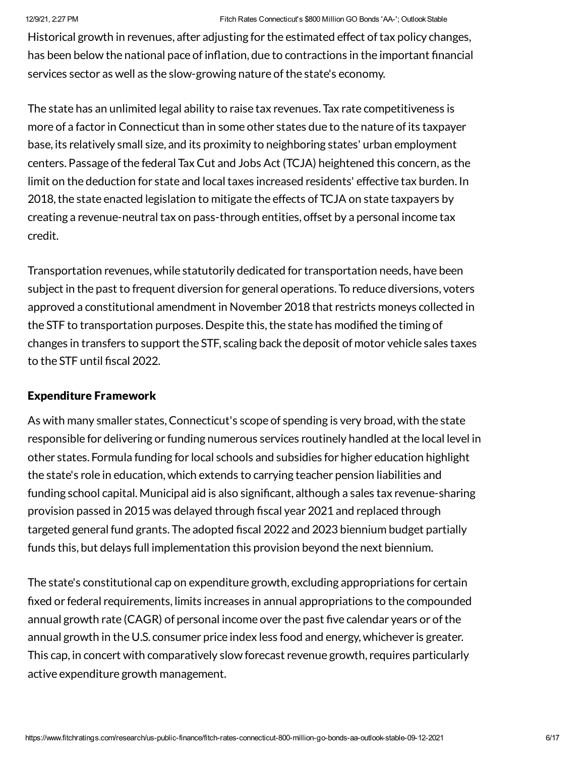Historical growth in revenues, after adjusting for the estimated effect of tax policy changes, has been below the national pace of inflation, due to contractions in the important financial services sector as well as the slow-growing nature of the state's economy.

The state has an unlimited legal ability to raise tax revenues. Tax rate competitiveness is more of a factor in Connecticut than in some other states due to the nature of its taxpayer base, its relatively small size, and its proximity to neighboring states' urban employment centers. Passage of the federal Tax Cut and Jobs Act (TCJA) heightened this concern, as the limit on the deduction for state and local taxes increased residents' effective tax burden. In 2018, the state enacted legislation to mitigate the effects of TCJA on state taxpayers by creating a revenue-neutral tax on pass-through entities, offset by a personal income tax credit.

Transportation revenues, while statutorily dedicated for transportation needs, have been subject in the past to frequent diversion for general operations. To reduce diversions, voters approved a constitutional amendment in November 2018 that restricts moneys collected in the STF to transportation purposes. Despite this, the state has modified the timing of changes in transfers to support the STF, scaling back the deposit of motor vehicle sales taxes to the STF until fiscal 2022.

### Expenditure Framework

As with many smaller states, Connecticut's scope of spending is very broad, with the state responsible for delivering or funding numerous services routinely handled at the local level in other states. Formula funding for local schools and subsidies for higher education highlight the state's role in education, which extends to carrying teacher pension liabilities and funding school capital. Municipal aid is also significant, although a sales tax revenue-sharing provision passed in 2015 was delayed through fiscal year 2021 and replaced through targeted general fund grants. The adopted fiscal 2022 and 2023 biennium budget partially funds this, but delays full implementation this provision beyond the next biennium.

The state's constitutional cap on expenditure growth, excluding appropriations for certain fixed or federal requirements, limits increases in annual appropriations to the compounded annual growth rate (CAGR) of personal income over the past five calendar years or of the annual growth in the U.S. consumer price index less food and energy, whichever is greater. This cap, in concert with comparatively slow forecast revenue growth, requires particularly active expenditure growth management.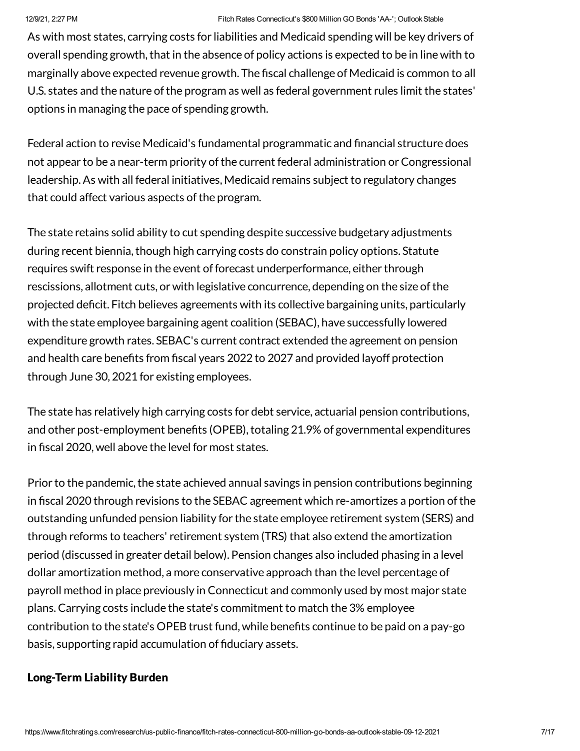As with most states, carrying costs for liabilities and Medicaid spending will be key drivers of overall spending growth, that in the absence of policy actions is expected to be in line with to marginally above expected revenue growth. The fiscal challenge of Medicaid is common to all U.S. states and the nature of the program as well as federal government rules limit the states' options in managing the pace of spending growth.

Federal action to revise Medicaid's fundamental programmatic and financial structure does not appear to be a near-term priority of the current federal administration or Congressional leadership. As with all federal initiatives, Medicaid remains subject to regulatory changes that could affect various aspects of the program.

The state retains solid ability to cut spending despite successive budgetary adjustments during recent biennia, though high carrying costs do constrain policy options. Statute requires swift response in the event of forecast underperformance, either through rescissions, allotment cuts, or with legislative concurrence, depending on the size of the projected deficit. Fitch believes agreements with its collective bargaining units, particularly with the state employee bargaining agent coalition (SEBAC), have successfully lowered expenditure growth rates. SEBAC's current contract extended the agreement on pension and health care benefits from fiscal years 2022 to 2027 and provided layoff protection through June 30, 2021 for existing employees.

The state has relatively high carrying costs for debt service, actuarial pension contributions, and other post-employment benefits (OPEB), totaling 21.9% of governmental expenditures in fiscal 2020, well above the level for most states.

Prior to the pandemic, the state achieved annual savings in pension contributions beginning in fiscal 2020 through revisions to the SEBAC agreement which re-amortizes a portion of the outstanding unfunded pension liability for the state employee retirement system (SERS) and through reforms to teachers' retirement system (TRS) that also extend the amortization period (discussed in greater detail below). Pension changes also included phasing in a level dollar amortization method, a more conservative approach than the level percentage of payroll method in place previously in Connecticut and commonly used by most major state plans. Carrying costs include the state's commitment to match the 3% employee contribution to the state's OPEB trust fund, while benefits continue to be paid on a pay-go basis, supporting rapid accumulation of fiduciary assets.

### Long-Term Liability Burden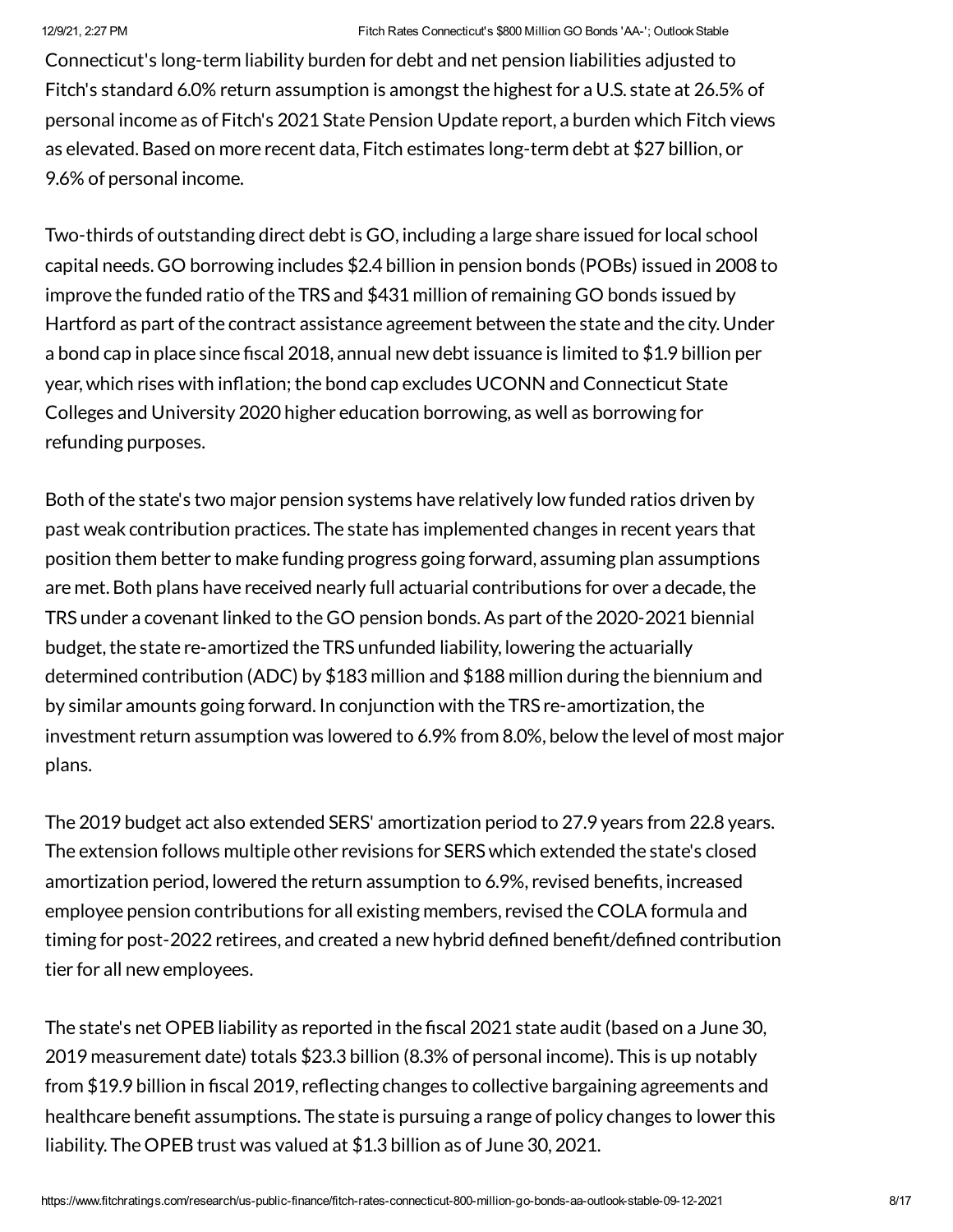Connecticut's long-term liability burden for debt and net pension liabilities adjusted to Fitch's standard 6.0% return assumption is amongst the highest for a U.S. state at 26.5% of personal income as of Fitch's 2021 State Pension Update report, a burden which Fitch views as elevated. Based on more recent data, Fitch estimates long-term debt at $27 billion, or 9.6% of personal income.

Two-thirds of outstanding direct debt is GO, including a large share issued for local school capital needs. GO borrowing includes $2.4 billion in pension bonds (POBs) issued in 2008 to improve the funded ratio of the TRS and $431 million of remaining GO bonds issued by Hartford as part of the contract assistance agreement between the state and the city. Under a bond cap in place since fiscal 2018, annual new debt issuance is limited to $1.9 billion per year, which rises with inflation; the bond cap excludes UCONN and Connecticut State Colleges and University 2020 higher education borrowing, as well as borrowing for refunding purposes.

Both of the state's two major pension systems have relatively low funded ratios driven by past weak contribution practices. The state has implemented changes in recent years that position them better to make funding progress going forward, assuming plan assumptions are met. Both plans have received nearly full actuarial contributions for over a decade, the TRS under a covenant linked to the GO pension bonds. As part of the 2020-2021 biennial budget, the state re-amortized the TRS unfunded liability, lowering the actuarially determined contribution (ADC) by $183 million and $188 million during the biennium and by similar amounts going forward. In conjunction with the TRS re-amortization, the investment return assumption was lowered to 6.9% from 8.0%, below the level of most major plans.

The 2019 budget act also extended SERS' amortization period to 27.9 years from 22.8 years. The extension follows multiple other revisions for SERS which extended the state's closed amortization period, lowered the return assumption to 6.9%, revised benefits, increased employee pension contributions for all existing members, revised the COLA formula and timing for post-2022 retirees, and created a new hybrid defined benefit/defined contribution tier for all new employees.

The state's net OPEB liability as reported in the fiscal 2021 state audit (based on a June 30, 2019 measurement date) totals $23.3 billion (8.3% of personal income). This is up notably from $19.9 billion in fiscal 2019, reflecting changes to collective bargaining agreements and healthcare benefit assumptions. The state is pursuing a range of policy changes to lower this liability. The OPEB trust was valued at $1.3 billion as of June 30, 2021.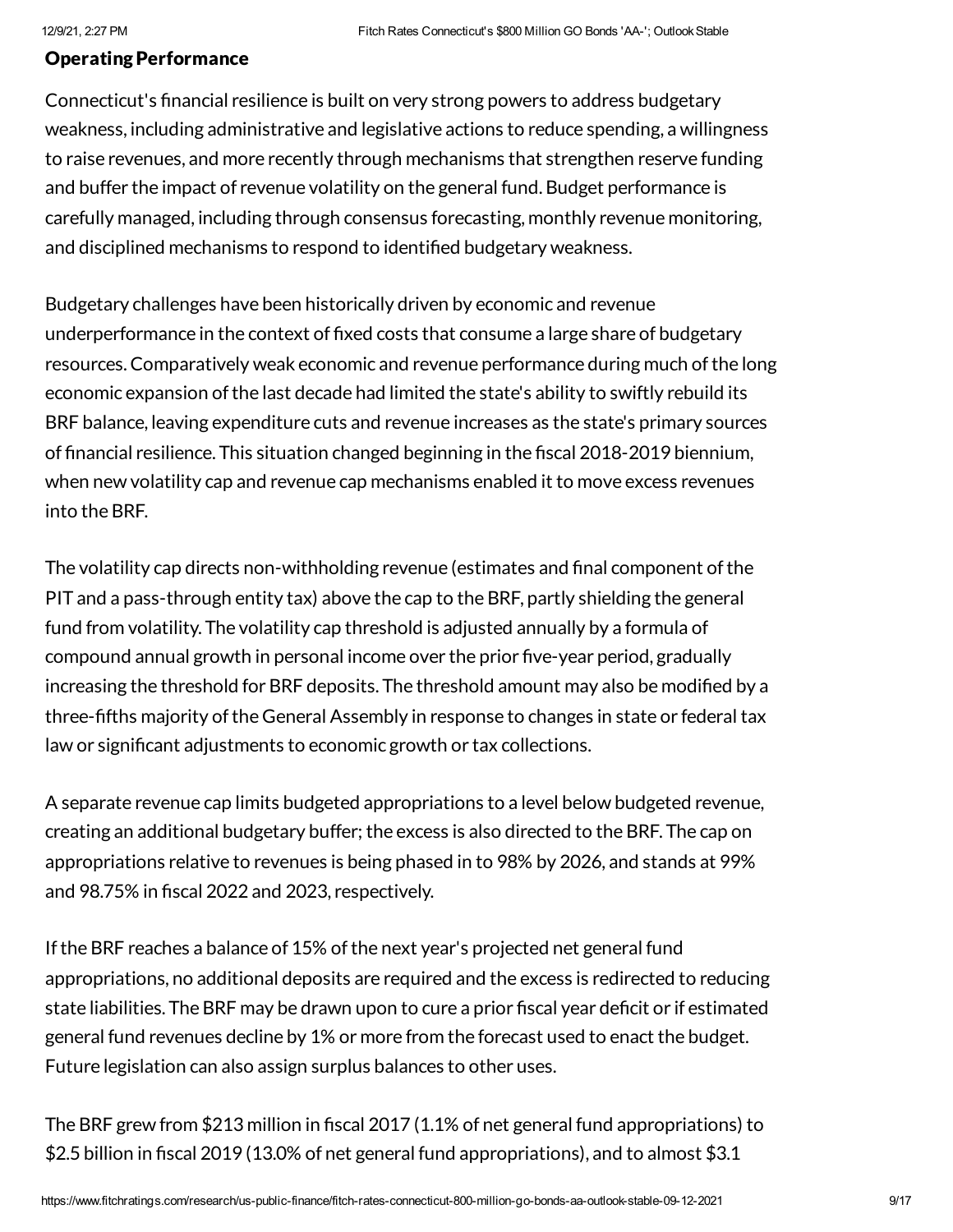## Operating Performance

Connecticut's financial resilience is built on very strong powers to address budgetary weakness, including administrative and legislative actions to reduce spending, a willingness to raise revenues, and more recently through mechanisms that strengthen reserve funding and buffer the impact of revenue volatility on the general fund. Budget performance is carefully managed, including through consensus forecasting, monthly revenue monitoring, and disciplined mechanisms to respond to identified budgetary weakness.

Budgetary challenges have been historically driven by economic and revenue underperformance in the context of fixed costs that consume a large share of budgetary resources. Comparatively weak economic and revenue performance during much of the long economic expansion of the last decade had limited the state's ability to swiftly rebuild its BRF balance, leaving expenditure cuts and revenue increases as the state's primary sources of financial resilience. This situation changed beginning in the fiscal 2018-2019 biennium, when new volatility cap and revenue cap mechanisms enabled it to move excess revenues into the BRF.

The volatility cap directs non-withholding revenue (estimates and final component of the PIT and a pass-through entity tax) above the cap to the BRF, partly shielding the general fund from volatility. The volatility cap threshold is adjusted annually by a formula of compound annual growth in personal income over the prior five-year period, gradually increasing the threshold for BRF deposits. The threshold amount may also be modified by a three-fifths majority of the General Assembly in response to changes in state or federal tax law or significant adjustments to economic growth or tax collections.

A separate revenue cap limits budgeted appropriations to a level below budgeted revenue, creating an additional budgetary buffer; the excess is also directed to the BRF. The cap on appropriations relative to revenues is being phased in to 98% by 2026, and stands at 99% and 98.75% in fiscal 2022 and 2023, respectively.

If the BRF reaches a balance of 15% of the next year's projected net general fund appropriations, no additional deposits are required and the excess is redirected to reducing state liabilities. The BRF may be drawn upon to cure a prior fiscal year deficit or if estimated general fund revenues decline by 1% or more from the forecast used to enact the budget. Future legislation can also assign surplus balances to other uses.

The BRF grew from $213 million in fiscal 2017 (1.1% of net general fund appropriations) to $2.5 billion in fiscal 2019 (13.0% of net general fund appropriations), and to almost $3.1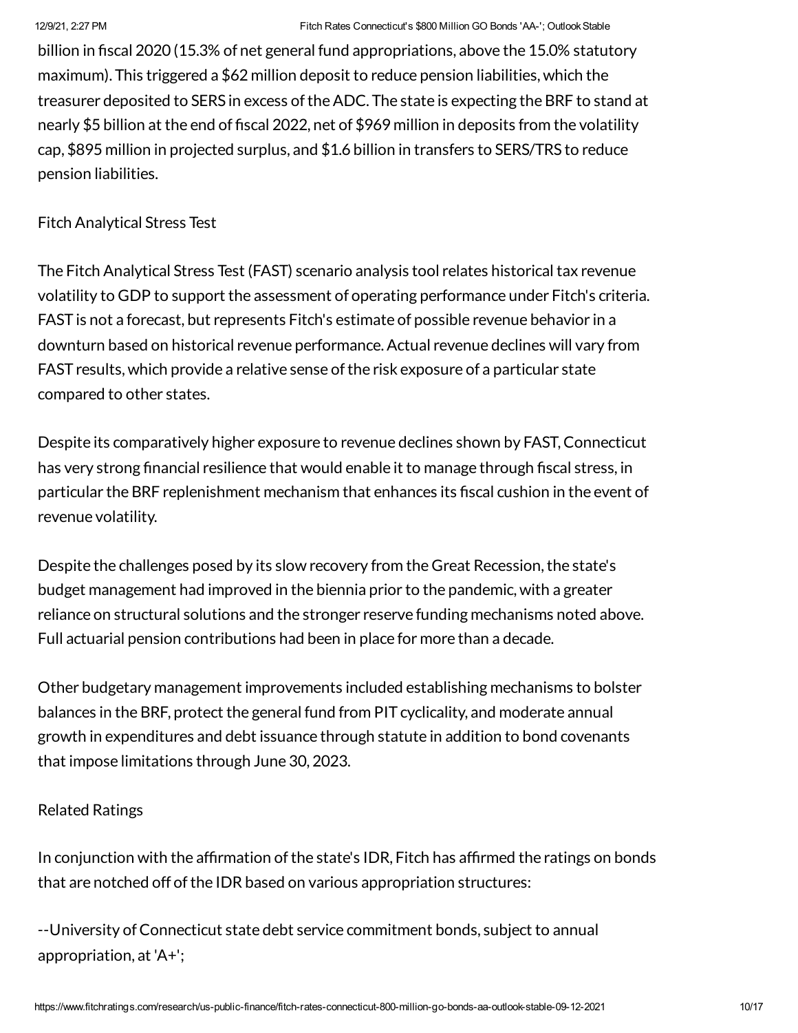billion in fiscal 2020 (15.3% of net general fund appropriations, above the 15.0% statutory maximum). This triggered a $62 million deposit to reduce pension liabilities, which the treasurer deposited to SERS in excess of the ADC. The state is expecting the BRF to stand at nearly $5 billion at the end of fiscal 2022, net of $969 million in deposits from the volatility cap, $895 million in projected surplus, and $1.6 billion in transfers to SERS/TRS to reduce pension liabilities.

Fitch Analytical Stress Test

The Fitch Analytical Stress Test (FAST) scenario analysis tool relates historical tax revenue volatility to GDP to support the assessment of operating performance under Fitch's criteria. FAST is not a forecast, but represents Fitch's estimate of possible revenue behavior in a downturn based on historical revenue performance. Actual revenue declines will vary from FAST results, which provide a relative sense of the risk exposure of a particular state compared to other states.

Despite its comparatively higher exposure to revenue declines shown by FAST, Connecticut has very strong financial resilience that would enable it to manage through fiscal stress, in particular the BRF replenishment mechanism that enhances its fiscal cushion in the event of revenue volatility.

Despite the challenges posed by its slow recovery from the Great Recession, the state's budget management had improved in the biennia prior to the pandemic, with a greater reliance on structural solutions and the stronger reserve funding mechanisms noted above. Full actuarial pension contributions had been in place for more than a decade.

Other budgetary management improvements included establishing mechanisms to bolster balances in the BRF, protect the general fund from PIT cyclicality, and moderate annual growth in expenditures and debt issuance through statute in addition to bond covenants that impose limitations through June 30, 2023.

Related Ratings

In conjunction with the affirmation of the state's IDR, Fitch has affirmed the ratings on bonds that are notched off of the IDR based on various appropriation structures:

--University of Connecticut state debt service commitment bonds, subject to annual appropriation, at 'A+';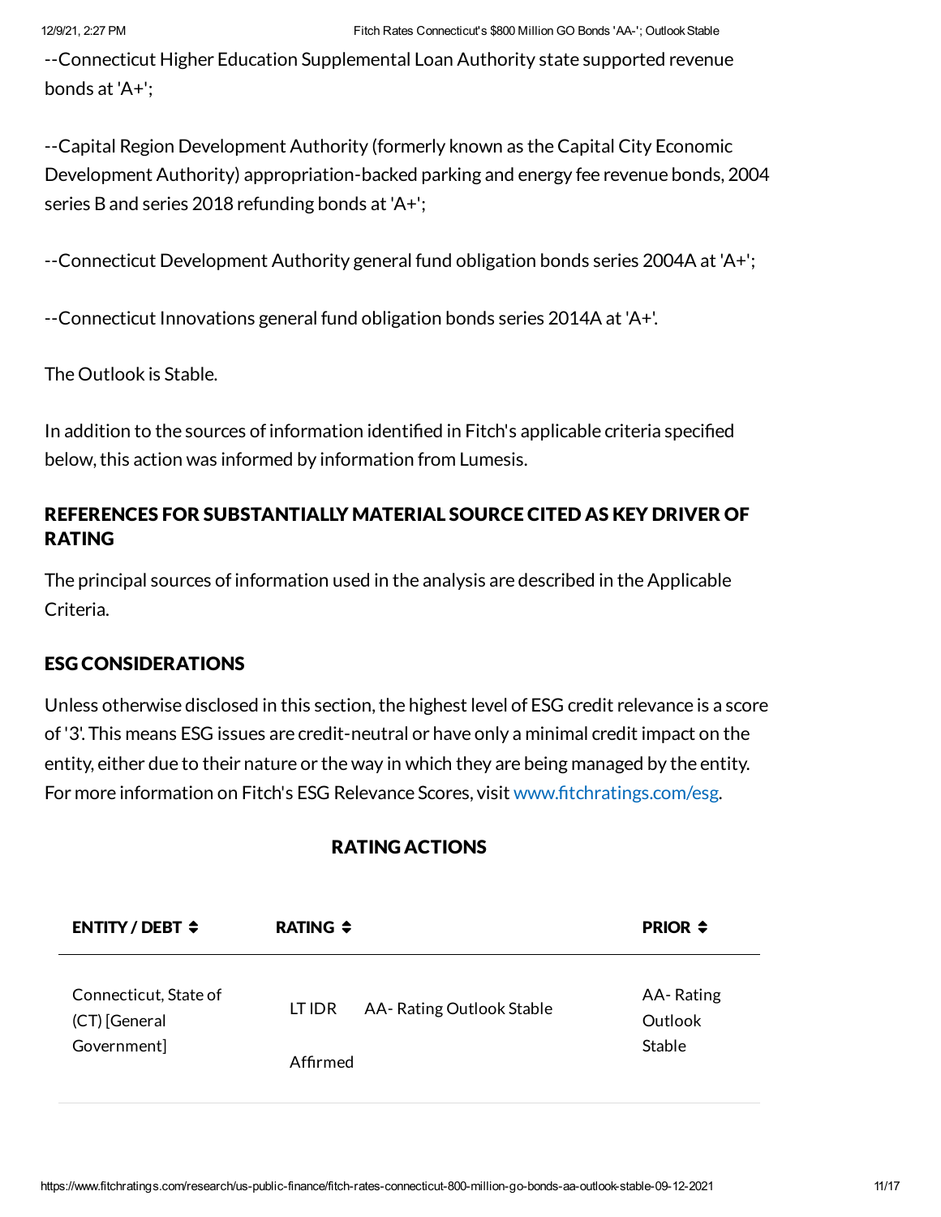--Connecticut Higher Education Supplemental Loan Authority state supported revenue bonds at 'A+';

--Capital Region Development Authority (formerly known as the Capital City Economic Development Authority) appropriation-backed parking and energy fee revenue bonds, 2004 series B and series 2018 refunding bonds at 'A+';

--Connecticut Development Authority general fund obligation bonds series 2004A at 'A+';

--Connecticut Innovations general fund obligation bonds series 2014A at 'A+'.

The Outlook is Stable.

In addition to the sources of information identified in Fitch's applicable criteria specified below, this action was informed by information from Lumesis.

## REFERENCES FOR SUBSTANTIALLY MATERIAL SOURCE CITED AS KEY DRIVER OF RATING

The principal sources of information used in the analysis are described in the Applicable Criteria.

## ESG CONSIDERATIONS

Unless otherwise disclosed in this section, the highest level of ESG credit relevance is a score of '3'. This means ESG issues are credit-neutral or have only a minimal credit impact on the entity, either due to their nature or the way in which they are being managed by the entity. For more information on Fitch's ESG Relevance Scores, visit www.fitchratings.com/esg.

## RATING ACTIONS

| ENTITY / DEBT | RATING | | PRIOR |
|---|---|---|---|
| Connecticut, State of (CT) [General Government] | LT IDR | AA- Rating Outlook Stable | AA- Rating Outlook Stable |
| | Affirmed | | |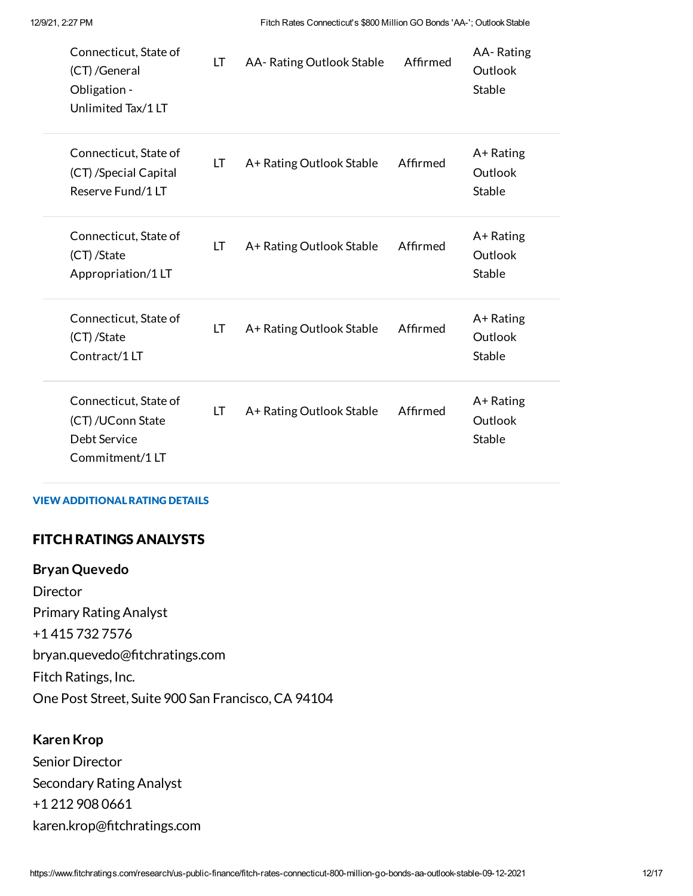| | | | | |
|---|---|---|---|---|
| Connecticut, State of (CT) /General Obligation - Unlimited Tax/1 LT | LT | AA- Rating Outlook Stable | Affirmed | AA- Rating Outlook Stable |
| Connecticut, State of (CT) /Special Capital Reserve Fund/1 LT | LT | A+ Rating Outlook Stable | Affirmed | A+ Rating Outlook Stable |
| Connecticut, State of (CT) /State Appropriation/1 LT | LT | A+ Rating Outlook Stable | Affirmed | A+ Rating Outlook Stable |
| Connecticut, State of (CT) /State Contract/1 LT | LT | A+ Rating Outlook Stable | Affirmed | A+ Rating Outlook Stable |
| Connecticut, State of (CT) /UConn State Debt Service Commitment/1 LT | LT | A+ Rating Outlook Stable | Affirmed | A+ Rating Outlook Stable |

**VIEW ADDITIONAL RATING DETAILS**

## FITCH RATINGS ANALYSTS

**Bryan Quevedo**
Director
Primary Rating Analyst
+1 415 732 7576
bryan.quevedo@fitchratings.com
Fitch Ratings, Inc.
One Post Street, Suite 900 San Francisco, CA 94104

**Karen Krop**
Senior Director
Secondary Rating Analyst
+1 212 908 0661
karen.krop@fitchratings.com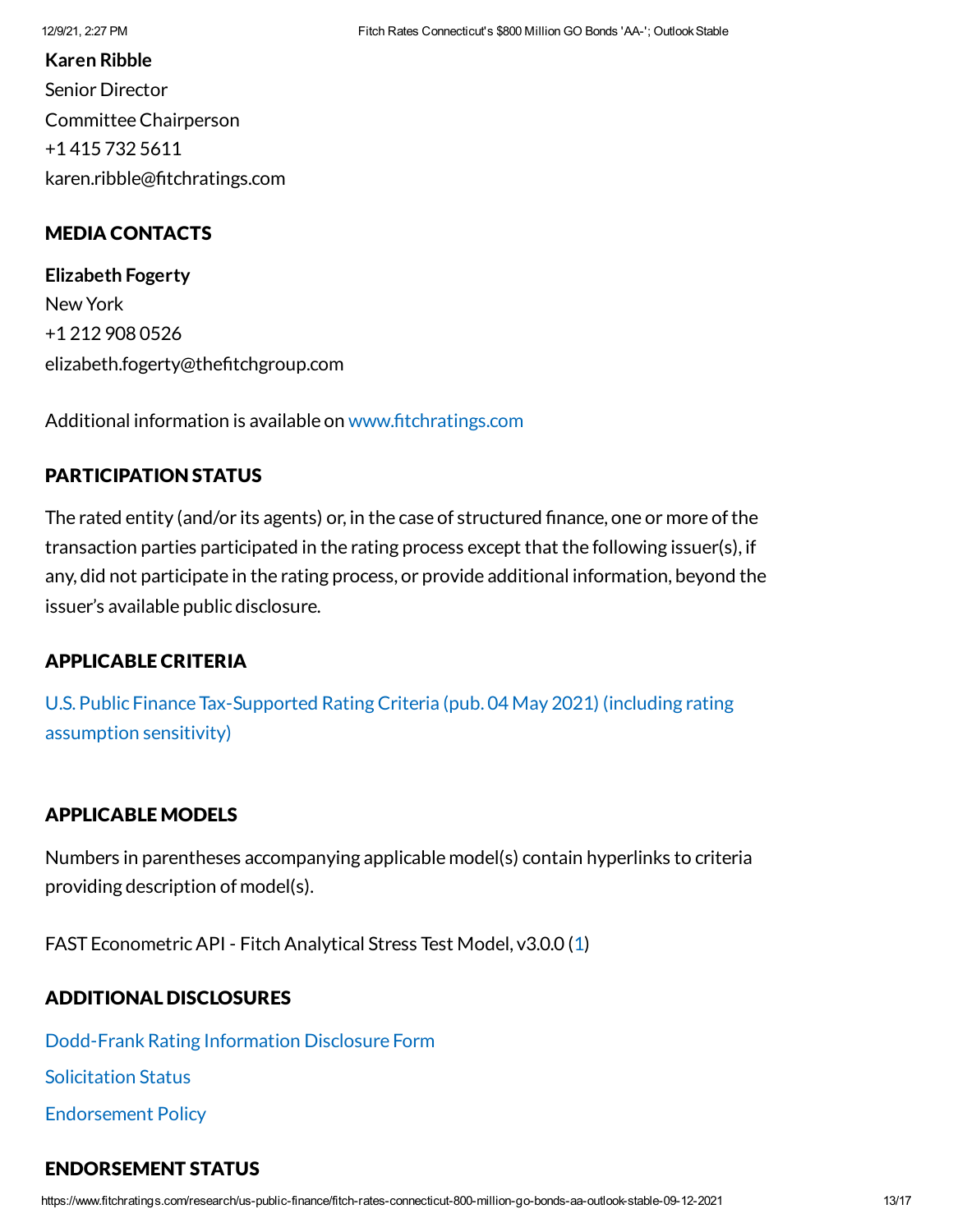**Karen Ribble**
Senior Director
Committee Chairperson
+1 415 732 5611
karen.ribble@fitchratings.com

## MEDIA CONTACTS

**Elizabeth Fogerty**
New York
+1 212 908 0526
elizabeth.fogerty@thefitchgroup.com

Additional information is available on www.fitchratings.com

## PARTICIPATION STATUS

The rated entity (and/or its agents) or, in the case of structured finance, one or more of the transaction parties participated in the rating process except that the following issuer(s), if any, did not participate in the rating process, or provide additional information, beyond the issuer's available public disclosure.

## APPLICABLE CRITERIA

U.S. Public Finance Tax-Supported Rating Criteria (pub. 04 May 2021) (including rating assumption sensitivity)

## APPLICABLE MODELS

Numbers in parentheses accompanying applicable model(s) contain hyperlinks to criteria providing description of model(s).

FAST Econometric API - Fitch Analytical Stress Test Model, v3.0.0 (1)

## ADDITIONAL DISCLOSURES

Dodd-Frank Rating Information Disclosure Form

Solicitation Status

Endorsement Policy

## ENDORSEMENT STATUS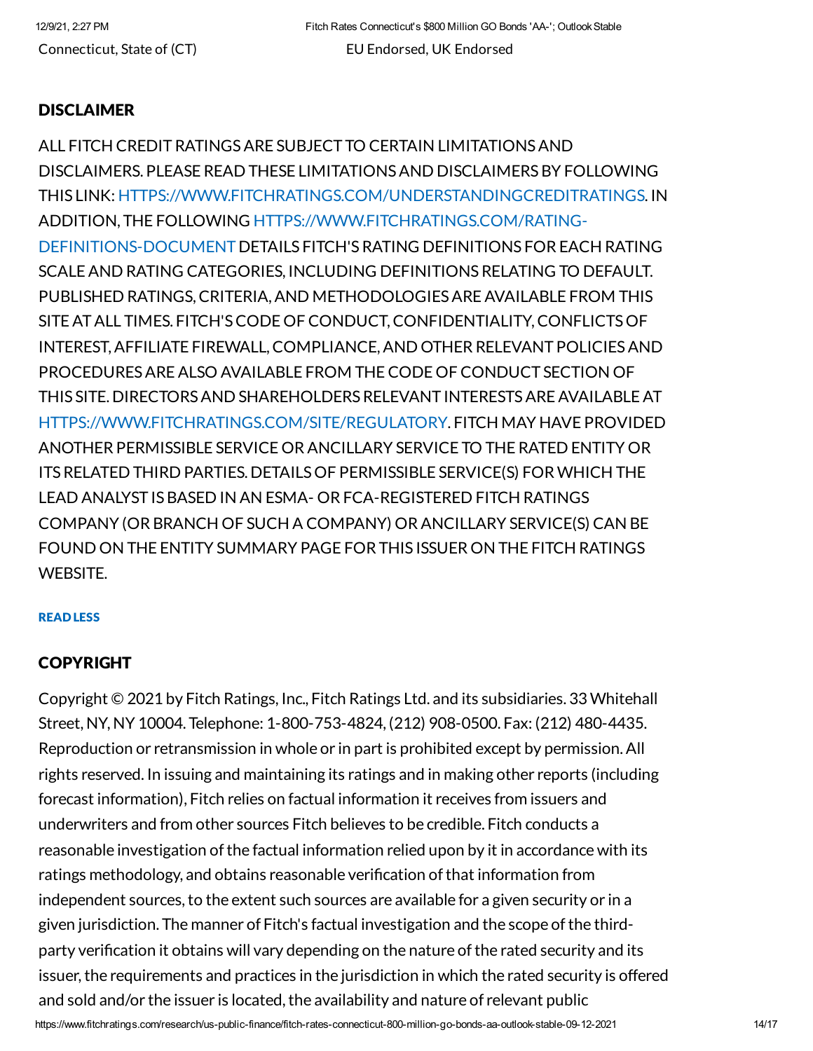Connecticut, State of (CT) EU Endorsed, UK Endorsed

## DISCLAIMER

ALL FITCH CREDIT RATINGS ARE SUBJECT TO CERTAIN LIMITATIONS AND DISCLAIMERS. PLEASE READ THESE LIMITATIONS AND DISCLAIMERS BY FOLLOWING THIS LINK: HTTPS://WWW.FITCHRATINGS.COM/UNDERSTANDINGCREDITRATINGS. IN ADDITION, THE FOLLOWING HTTPS://WWW.FITCHRATINGS.COM/RATING-DEFINITIONS-DOCUMENT DETAILS FITCH'S RATING DEFINITIONS FOR EACH RATING SCALE AND RATING CATEGORIES, INCLUDING DEFINITIONS RELATING TO DEFAULT. PUBLISHED RATINGS, CRITERIA, AND METHODOLOGIES ARE AVAILABLE FROM THIS SITE AT ALL TIMES. FITCH'S CODE OF CONDUCT, CONFIDENTIALITY, CONFLICTS OF INTEREST, AFFILIATE FIREWALL, COMPLIANCE, AND OTHER RELEVANT POLICIES AND PROCEDURES ARE ALSO AVAILABLE FROM THE CODE OF CONDUCT SECTION OF THIS SITE. DIRECTORS AND SHAREHOLDERS RELEVANT INTERESTS ARE AVAILABLE AT HTTPS://WWW.FITCHRATINGS.COM/SITE/REGULATORY. FITCH MAY HAVE PROVIDED ANOTHER PERMISSIBLE SERVICE OR ANCILLARY SERVICE TO THE RATED ENTITY OR ITS RELATED THIRD PARTIES. DETAILS OF PERMISSIBLE SERVICE(S) FOR WHICH THE LEAD ANALYST IS BASED IN AN ESMA- OR FCA-REGISTERED FITCH RATINGS COMPANY (OR BRANCH OF SUCH A COMPANY) OR ANCILLARY SERVICE(S) CAN BE FOUND ON THE ENTITY SUMMARY PAGE FOR THIS ISSUER ON THE FITCH RATINGS WEBSITE.

READ LESS

## COPYRIGHT

Copyright © 2021 by Fitch Ratings, Inc., Fitch Ratings Ltd. and its subsidiaries. 33 Whitehall Street, NY, NY 10004. Telephone: 1-800-753-4824, (212) 908-0500. Fax: (212) 480-4435. Reproduction or retransmission in whole or in part is prohibited except by permission. All rights reserved. In issuing and maintaining its ratings and in making other reports (including forecast information), Fitch relies on factual information it receives from issuers and underwriters and from other sources Fitch believes to be credible. Fitch conducts a reasonable investigation of the factual information relied upon by it in accordance with its ratings methodology, and obtains reasonable verification of that information from independent sources, to the extent such sources are available for a given security or in a given jurisdiction. The manner of Fitch's factual investigation and the scope of the third-party verification it obtains will vary depending on the nature of the rated security and its issuer, the requirements and practices in the jurisdiction in which the rated security is offered and sold and/or the issuer is located, the availability and nature of relevant public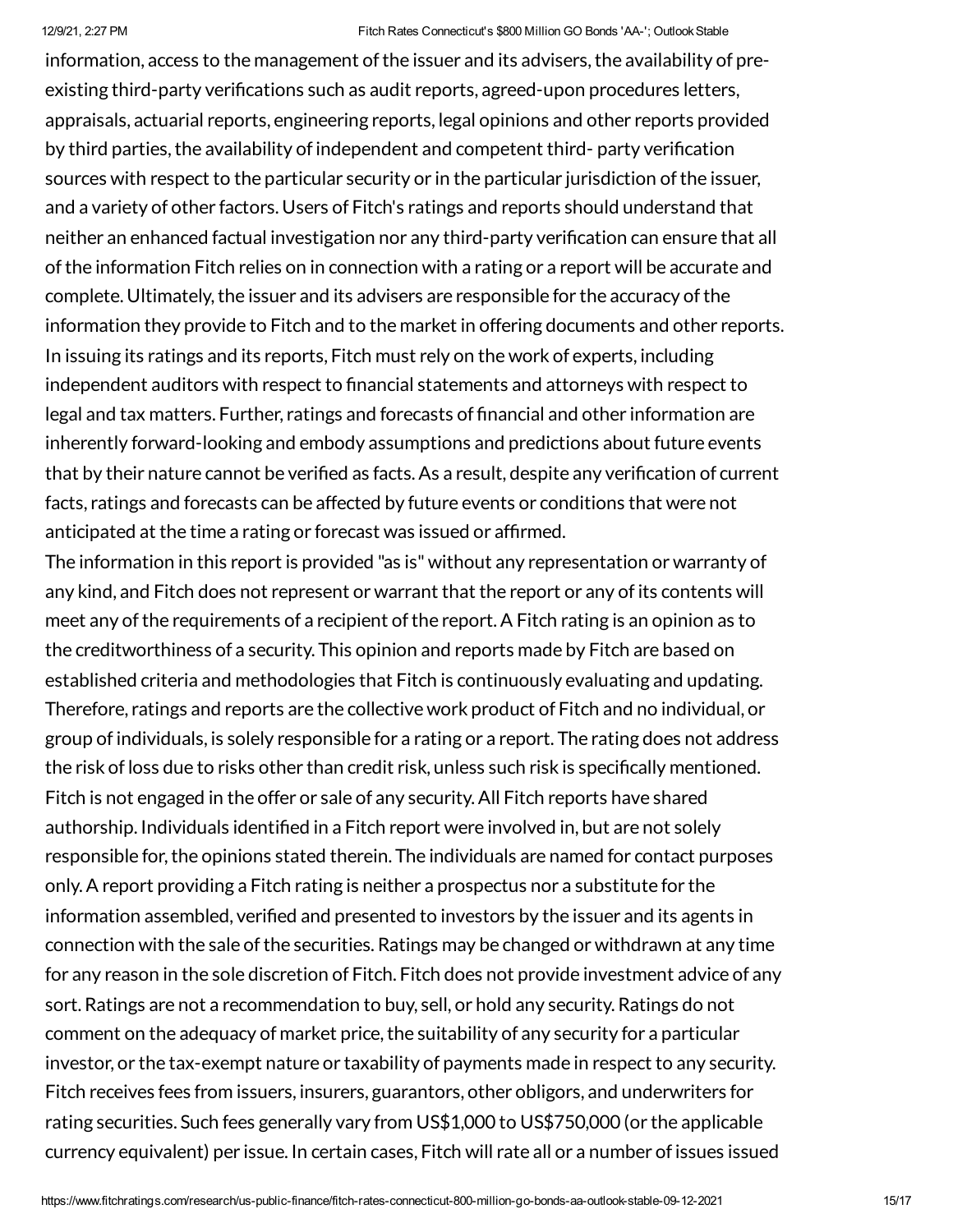information, access to the management of the issuer and its advisers, the availability of pre-existing third-party verifications such as audit reports, agreed-upon procedures letters, appraisals, actuarial reports, engineering reports, legal opinions and other reports provided by third parties, the availability of independent and competent third- party verification sources with respect to the particular security or in the particular jurisdiction of the issuer, and a variety of other factors. Users of Fitch's ratings and reports should understand that neither an enhanced factual investigation nor any third-party verification can ensure that all of the information Fitch relies on in connection with a rating or a report will be accurate and complete. Ultimately, the issuer and its advisers are responsible for the accuracy of the information they provide to Fitch and to the market in offering documents and other reports. In issuing its ratings and its reports, Fitch must rely on the work of experts, including independent auditors with respect to financial statements and attorneys with respect to legal and tax matters. Further, ratings and forecasts of financial and other information are inherently forward-looking and embody assumptions and predictions about future events that by their nature cannot be verified as facts. As a result, despite any verification of current facts, ratings and forecasts can be affected by future events or conditions that were not anticipated at the time a rating or forecast was issued or affirmed.

The information in this report is provided "as is" without any representation or warranty of any kind, and Fitch does not represent or warrant that the report or any of its contents will meet any of the requirements of a recipient of the report. A Fitch rating is an opinion as to the creditworthiness of a security. This opinion and reports made by Fitch are based on established criteria and methodologies that Fitch is continuously evaluating and updating. Therefore, ratings and reports are the collective work product of Fitch and no individual, or group of individuals, is solely responsible for a rating or a report. The rating does not address the risk of loss due to risks other than credit risk, unless such risk is specifically mentioned. Fitch is not engaged in the offer or sale of any security. All Fitch reports have shared authorship. Individuals identified in a Fitch report were involved in, but are not solely responsible for, the opinions stated therein. The individuals are named for contact purposes only. A report providing a Fitch rating is neither a prospectus nor a substitute for the information assembled, verified and presented to investors by the issuer and its agents in connection with the sale of the securities. Ratings may be changed or withdrawn at any time for any reason in the sole discretion of Fitch. Fitch does not provide investment advice of any sort. Ratings are not a recommendation to buy, sell, or hold any security. Ratings do not comment on the adequacy of market price, the suitability of any security for a particular investor, or the tax-exempt nature or taxability of payments made in respect to any security. Fitch receives fees from issuers, insurers, guarantors, other obligors, and underwriters for rating securities. Such fees generally vary from US$1,000 to US$750,000 (or the applicable currency equivalent) per issue. In certain cases, Fitch will rate all or a number of issues issued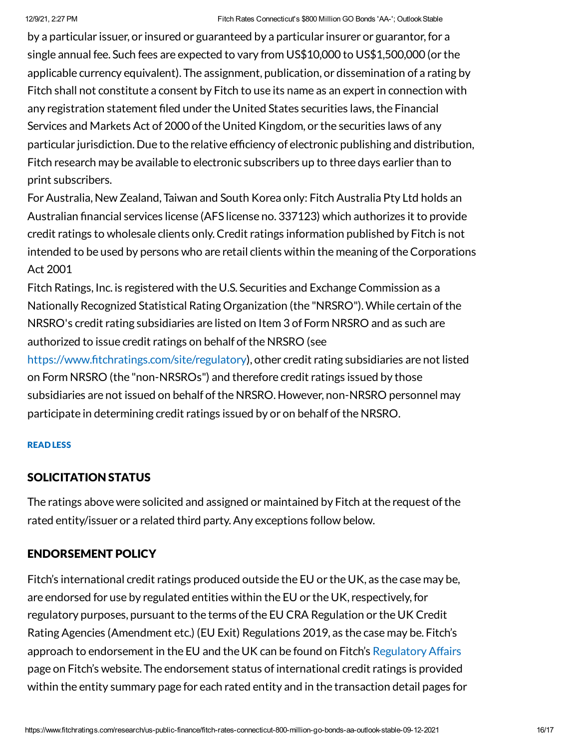by a particular issuer, or insured or guaranteed by a particular insurer or guarantor, for a single annual fee. Such fees are expected to vary from US$10,000 to US$1,500,000 (or the applicable currency equivalent). The assignment, publication, or dissemination of a rating by Fitch shall not constitute a consent by Fitch to use its name as an expert in connection with any registration statement filed under the United States securities laws, the Financial Services and Markets Act of 2000 of the United Kingdom, or the securities laws of any particular jurisdiction. Due to the relative efficiency of electronic publishing and distribution, Fitch research may be available to electronic subscribers up to three days earlier than to print subscribers.

For Australia, New Zealand, Taiwan and South Korea only: Fitch Australia Pty Ltd holds an Australian financial services license (AFS license no. 337123) which authorizes it to provide credit ratings to wholesale clients only. Credit ratings information published by Fitch is not intended to be used by persons who are retail clients within the meaning of the Corporations Act 2001

Fitch Ratings, Inc. is registered with the U.S. Securities and Exchange Commission as a Nationally Recognized Statistical Rating Organization (the "NRSRO"). While certain of the NRSRO's credit rating subsidiaries are listed on Item 3 of Form NRSRO and as such are authorized to issue credit ratings on behalf of the NRSRO (see https://www.fitchratings.com/site/regulatory), other credit rating subsidiaries are not listed on Form NRSRO (the "non-NRSROs") and therefore credit ratings issued by those subsidiaries are not issued on behalf of the NRSRO. However, non-NRSRO personnel may participate in determining credit ratings issued by or on behalf of the NRSRO.

READ LESS

## SOLICITATION STATUS

The ratings above were solicited and assigned or maintained by Fitch at the request of the rated entity/issuer or a related third party. Any exceptions follow below.

## ENDORSEMENT POLICY

Fitch's international credit ratings produced outside the EU or the UK, as the case may be, are endorsed for use by regulated entities within the EU or the UK, respectively, for regulatory purposes, pursuant to the terms of the EU CRA Regulation or the UK Credit Rating Agencies (Amendment etc.) (EU Exit) Regulations 2019, as the case may be. Fitch's approach to endorsement in the EU and the UK can be found on Fitch's Regulatory Affairs page on Fitch's website. The endorsement status of international credit ratings is provided within the entity summary page for each rated entity and in the transaction detail pages for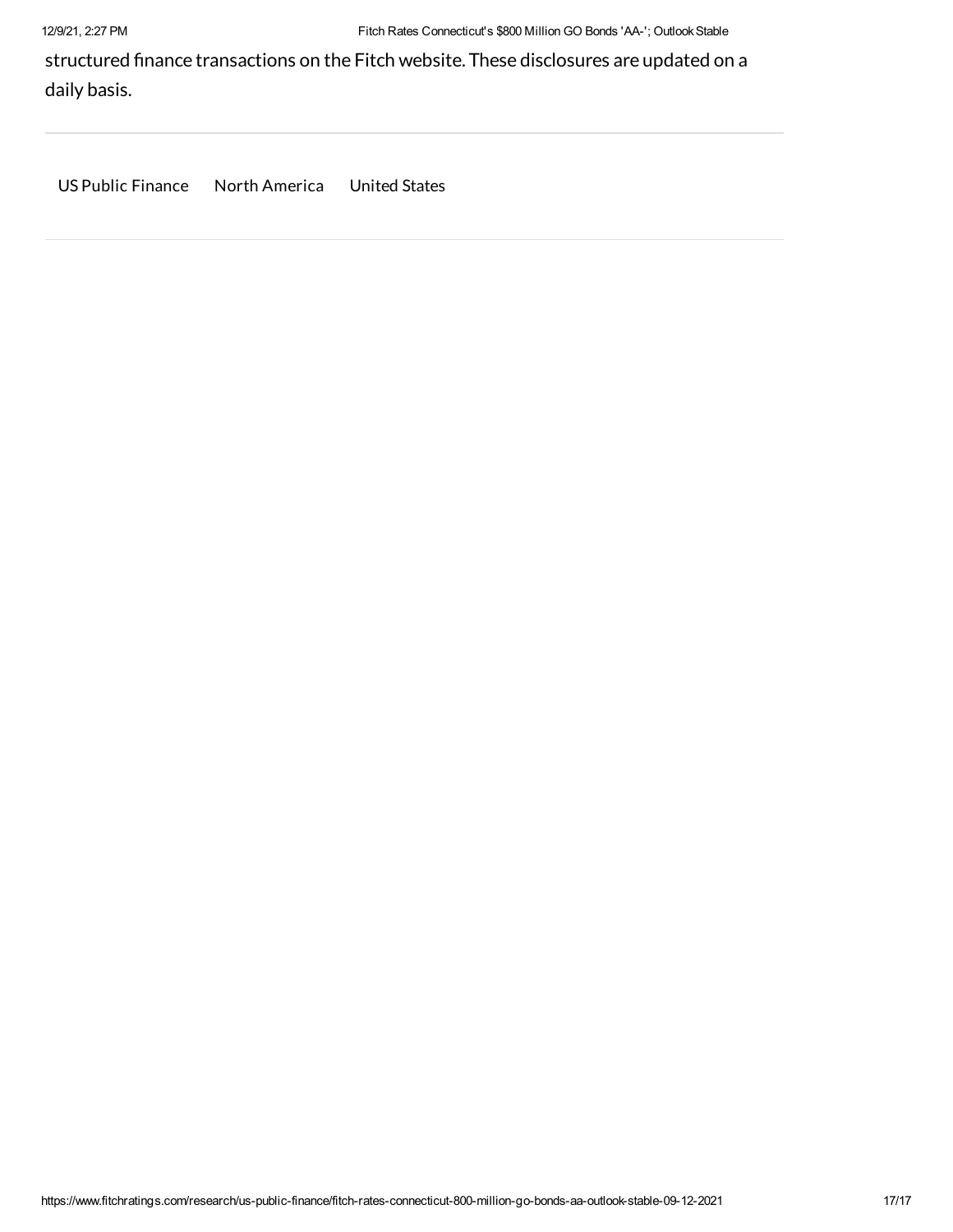structured finance transactions on the Fitch website. These disclosures are updated on a daily basis.

---

US Public Finance    North America    United States

---